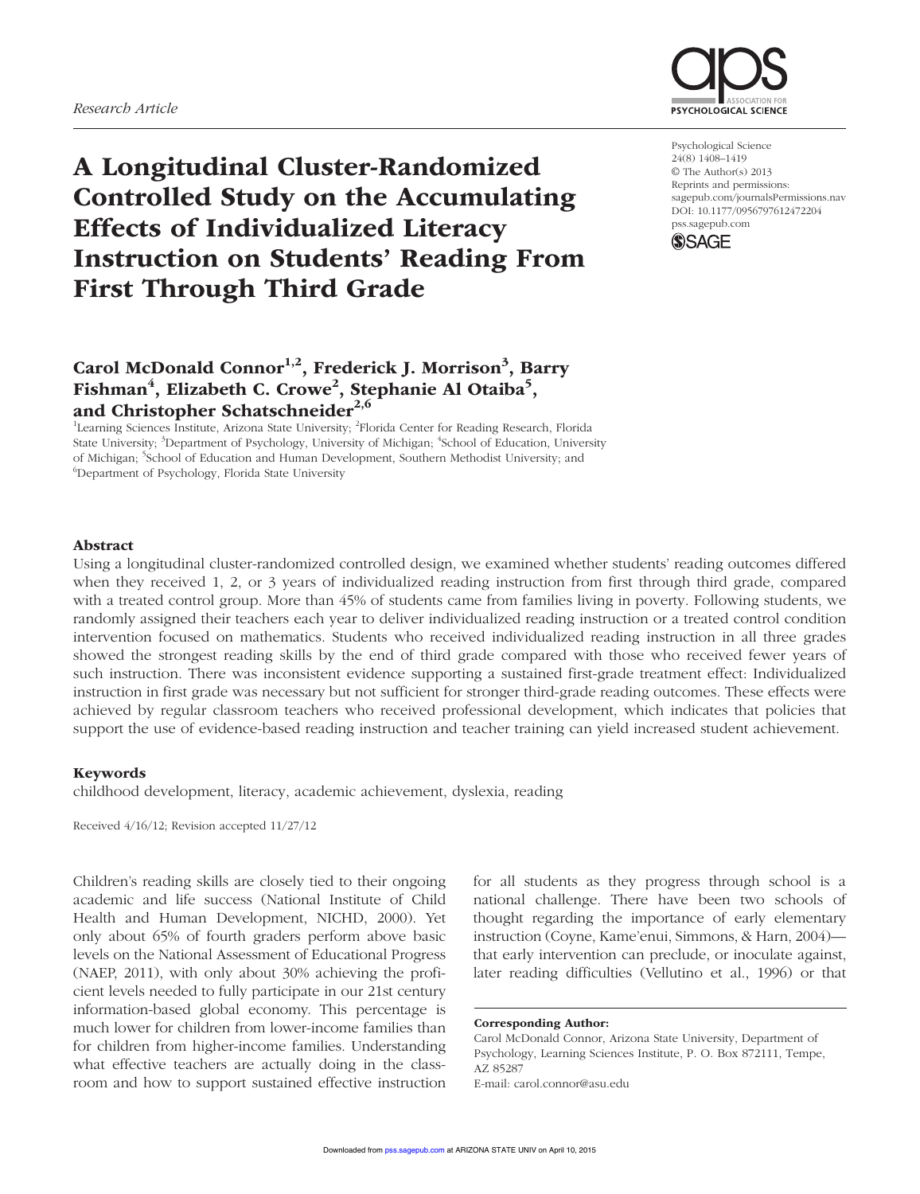Research Article

# A Longitudinal Cluster-Randomized Controlled Study on the Accumulating Effects of Individualized Literacy Instruction on Students' Reading From First Through Third Grade

**Carol McDonald Connor[1,2], Frederick J. Morrison[3], Barry Fishman[4], Elizabeth C. Crowe[2], Stephanie Al Otaiba[5], and Christopher Schatschneider[2,6]**

[1]Learning Sciences Institute, Arizona State University; [2]Florida Center for Reading Research, Florida State University; [3]Department of Psychology, University of Michigan; [4]School of Education, University of Michigan; [5]School of Education and Human Development, Southern Methodist University; and [6]Department of Psychology, Florida State University

Psychological Science
24(8) 1408–1419
© The Author(s) 2013
Reprints and permissions: sagepub.com/journalsPermissions.nav
DOI: 10.1177/0956797612472204
pss.sagepub.com

## Abstract

Using a longitudinal cluster-randomized controlled design, we examined whether students' reading outcomes differed when they received 1, 2, or 3 years of individualized reading instruction from first through third grade, compared with a treated control group. More than 45% of students came from families living in poverty. Following students, we randomly assigned their teachers each year to deliver individualized reading instruction or a treated control condition intervention focused on mathematics. Students who received individualized reading instruction in all three grades showed the strongest reading skills by the end of third grade compared with those who received fewer years of such instruction. There was inconsistent evidence supporting a sustained first-grade treatment effect: Individualized instruction in first grade was necessary but not sufficient for stronger third-grade reading outcomes. These effects were achieved by regular classroom teachers who received professional development, which indicates that policies that support the use of evidence-based reading instruction and teacher training can yield increased student achievement.

### Keywords

childhood development, literacy, academic achievement, dyslexia, reading

Received 4/16/12; Revision accepted 11/27/12

Children's reading skills are closely tied to their ongoing academic and life success (National Institute of Child Health and Human Development, NICHD, 2000). Yet only about 65% of fourth graders perform above basic levels on the National Assessment of Educational Progress (NAEP, 2011), with only about 30% achieving the proficient levels needed to fully participate in our 21st century information-based global economy. This percentage is much lower for children from lower-income families than for children from higher-income families. Understanding what effective teachers are actually doing in the classroom and how to support sustained effective instruction for all students as they progress through school is a national challenge. There have been two schools of thought regarding the importance of early elementary instruction (Coyne, Kame'enui, Simmons, & Harn, 2004)—that early intervention can preclude, or inoculate against, later reading difficulties (Vellutino et al., 1996) or that

**Corresponding Author:**
Carol McDonald Connor, Arizona State University, Department of Psychology, Learning Sciences Institute, P. O. Box 872111, Tempe, AZ 85287
E-mail: carol.connor@asu.edu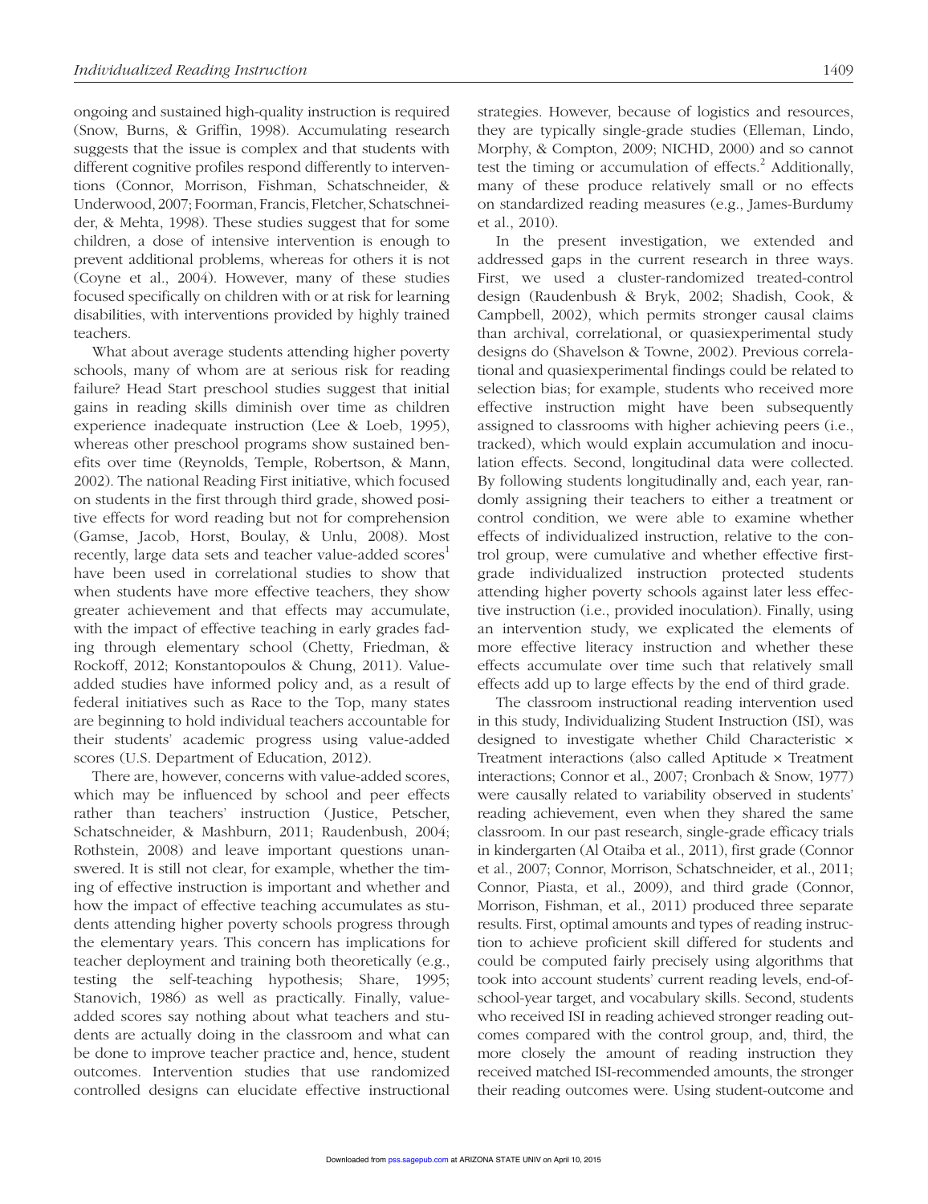ongoing and sustained high-quality instruction is required (Snow, Burns, & Griffin, 1998). Accumulating research suggests that the issue is complex and that students with different cognitive profiles respond differently to interventions (Connor, Morrison, Fishman, Schatschneider, & Underwood, 2007; Foorman, Francis, Fletcher, Schatschneider, & Mehta, 1998). These studies suggest that for some children, a dose of intensive intervention is enough to prevent additional problems, whereas for others it is not (Coyne et al., 2004). However, many of these studies focused specifically on children with or at risk for learning disabilities, with interventions provided by highly trained teachers.

What about average students attending higher poverty schools, many of whom are at serious risk for reading failure? Head Start preschool studies suggest that initial gains in reading skills diminish over time as children experience inadequate instruction (Lee & Loeb, 1995), whereas other preschool programs show sustained benefits over time (Reynolds, Temple, Robertson, & Mann, 2002). The national Reading First initiative, which focused on students in the first through third grade, showed positive effects for word reading but not for comprehension (Gamse, Jacob, Horst, Boulay, & Unlu, 2008). Most recently, large data sets and teacher value-added scores[1] have been used in correlational studies to show that when students have more effective teachers, they show greater achievement and that effects may accumulate, with the impact of effective teaching in early grades fading through elementary school (Chetty, Friedman, & Rockoff, 2012; Konstantopoulos & Chung, 2011). Value-added studies have informed policy and, as a result of federal initiatives such as Race to the Top, many states are beginning to hold individual teachers accountable for their students' academic progress using value-added scores (U.S. Department of Education, 2012).

There are, however, concerns with value-added scores, which may be influenced by school and peer effects rather than teachers' instruction (Justice, Petscher, Schatschneider, & Mashburn, 2011; Raudenbush, 2004; Rothstein, 2008) and leave important questions unanswered. It is still not clear, for example, whether the timing of effective instruction is important and whether and how the impact of effective teaching accumulates as students attending higher poverty schools progress through the elementary years. This concern has implications for teacher deployment and training both theoretically (e.g., testing the self-teaching hypothesis; Share, 1995; Stanovich, 1986) as well as practically. Finally, value-added scores say nothing about what teachers and students are actually doing in the classroom and what can be done to improve teacher practice and, hence, student outcomes. Intervention studies that use randomized controlled designs can elucidate effective instructional strategies. However, because of logistics and resources, they are typically single-grade studies (Elleman, Lindo, Morphy, & Compton, 2009; NICHD, 2000) and so cannot test the timing or accumulation of effects.[2] Additionally, many of these produce relatively small or no effects on standardized reading measures (e.g., James-Burdumy et al., 2010).

In the present investigation, we extended and addressed gaps in the current research in three ways. First, we used a cluster-randomized treated-control design (Raudenbush & Bryk, 2002; Shadish, Cook, & Campbell, 2002), which permits stronger causal claims than archival, correlational, or quasiexperimental study designs do (Shavelson & Towne, 2002). Previous correlational and quasiexperimental findings could be related to selection bias; for example, students who received more effective instruction might have been subsequently assigned to classrooms with higher achieving peers (i.e., tracked), which would explain accumulation and inoculation effects. Second, longitudinal data were collected. By following students longitudinally and, each year, randomly assigning their teachers to either a treatment or control condition, we were able to examine whether effects of individualized instruction, relative to the control group, were cumulative and whether effective first-grade individualized instruction protected students attending higher poverty schools against later less effective instruction (i.e., provided inoculation). Finally, using an intervention study, we explicated the elements of more effective literacy instruction and whether these effects accumulate over time such that relatively small effects add up to large effects by the end of third grade.

The classroom instructional reading intervention used in this study, Individualizing Student Instruction (ISI), was designed to investigate whether Child Characteristic × Treatment interactions (also called Aptitude × Treatment interactions; Connor et al., 2007; Cronbach & Snow, 1977) were causally related to variability observed in students' reading achievement, even when they shared the same classroom. In our past research, single-grade efficacy trials in kindergarten (Al Otaiba et al., 2011), first grade (Connor et al., 2007; Connor, Morrison, Schatschneider, et al., 2011; Connor, Piasta, et al., 2009), and third grade (Connor, Morrison, Fishman, et al., 2011) produced three separate results. First, optimal amounts and types of reading instruction to achieve proficient skill differed for students and could be computed fairly precisely using algorithms that took into account students' current reading levels, end-of-school-year target, and vocabulary skills. Second, students who received ISI in reading achieved stronger reading outcomes compared with the control group, and, third, the more closely the amount of reading instruction they received matched ISI-recommended amounts, the stronger their reading outcomes were. Using student-outcome and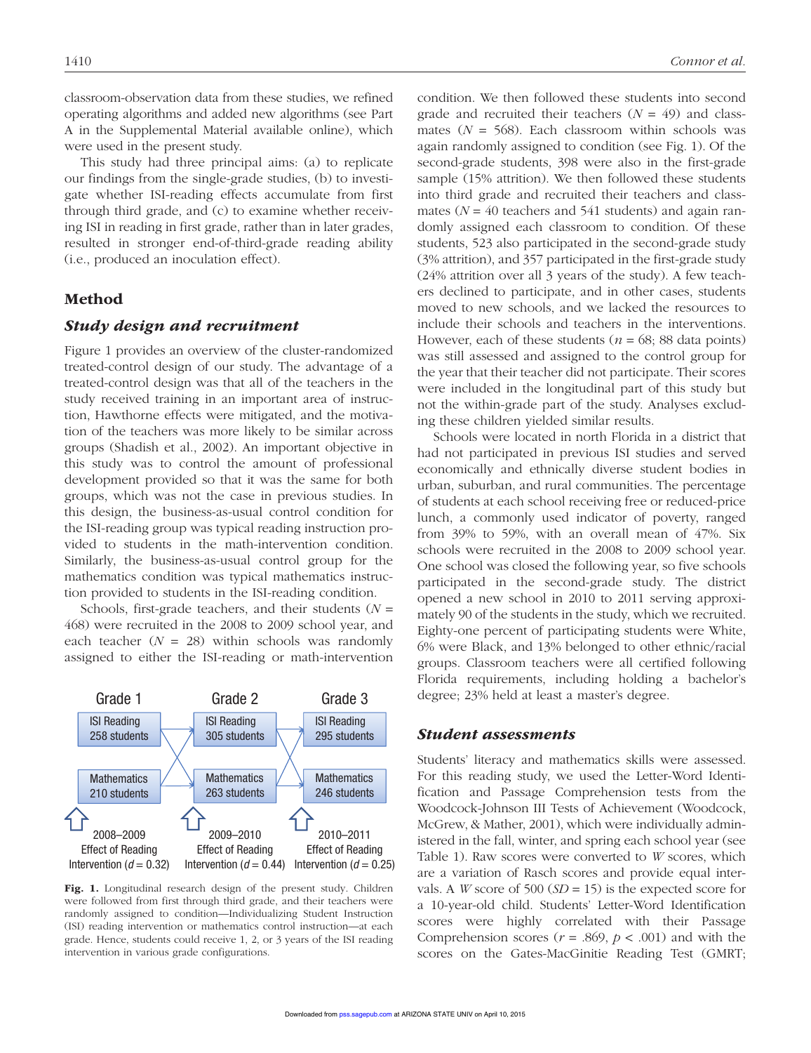classroom-observation data from these studies, we refined operating algorithms and added new algorithms (see Part A in the Supplemental Material available online), which were used in the present study.

This study had three principal aims: (a) to replicate our findings from the single-grade studies, (b) to investigate whether ISI-reading effects accumulate from first through third grade, and (c) to examine whether receiving ISI in reading in first grade, rather than in later grades, resulted in stronger end-of-third-grade reading ability (i.e., produced an inoculation effect).

## Method

### *Study design and recruitment*

Figure 1 provides an overview of the cluster-randomized treated-control design of our study. The advantage of a treated-control design was that all of the teachers in the study received training in an important area of instruction, Hawthorne effects were mitigated, and the motivation of the teachers was more likely to be similar across groups (Shadish et al., 2002). An important objective in this study was to control the amount of professional development provided so that it was the same for both groups, which was not the case in previous studies. In this design, the business-as-usual control condition for the ISI-reading group was typical reading instruction provided to students in the math-intervention condition. Similarly, the business-as-usual control group for the mathematics condition was typical mathematics instruction provided to students in the ISI-reading condition.

Schools, first-grade teachers, and their students ($N$ = 468) were recruited in the 2008 to 2009 school year, and each teacher ($N$ = 28) within schools was randomly assigned to either the ISI-reading or math-intervention condition. We then followed these students into second grade and recruited their teachers ($N$ = 49) and classmates ($N$ = 568). Each classroom within schools was again randomly assigned to condition (see Fig. 1). Of the second-grade students, 398 were also in the first-grade sample (15% attrition). We then followed these students into third grade and recruited their teachers and classmates ($N$ = 40 teachers and 541 students) and again randomly assigned each classroom to condition. Of these students, 523 also participated in the second-grade study (3% attrition), and 357 participated in the first-grade study (24% attrition over all 3 years of the study). A few teachers declined to participate, and in other cases, students moved to new schools, and we lacked the resources to include their schools and teachers in the interventions. However, each of these students ($n$ = 68; 88 data points) was still assessed and assigned to the control group for the year that their teacher did not participate. Their scores were included in the longitudinal part of this study but not the within-grade part of the study. Analyses excluding these children yielded similar results.

Schools were located in north Florida in a district that had not participated in previous ISI studies and served economically and ethnically diverse student bodies in urban, suburban, and rural communities. The percentage of students at each school receiving free or reduced-price lunch, a commonly used indicator of poverty, ranged from 39% to 59%, with an overall mean of 47%. Six schools were recruited in the 2008 to 2009 school year. One school was closed the following year, so five schools participated in the second-grade study. The district opened a new school in 2010 to 2011 serving approximately 90 of the students in the study, which we recruited. Eighty-one percent of participating students were White, 6% were Black, and 13% belonged to other ethnic/racial groups. Classroom teachers were all certified following Florida requirements, including holding a bachelor's degree; 23% held at least a master's degree.

| Grade 1 | Grade 2 | Grade 3 |
|---|---|---|
| ISI Reading 258 students | ISI Reading 305 students | ISI Reading 295 students |
| Mathematics 210 students | Mathematics 263 students | Mathematics 246 students |
| 2008–2009 Effect of Reading Intervention ($d$ = 0.32) | 2009–2010 Effect of Reading Intervention ($d$ = 0.44) | 2010–2011 Effect of Reading Intervention ($d$ = 0.25) |

**Fig. 1.** Longitudinal research design of the present study. Children were followed from first through third grade, and their teachers were randomly assigned to condition—Individualizing Student Instruction (ISI) reading intervention or mathematics control instruction—at each grade. Hence, students could receive 1, 2, or 3 years of the ISI reading intervention in various grade configurations.

### *Student assessments*

Students' literacy and mathematics skills were assessed. For this reading study, we used the Letter-Word Identification and Passage Comprehension tests from the Woodcock-Johnson III Tests of Achievement (Woodcock, McGrew, & Mather, 2001), which were individually administered in the fall, winter, and spring each school year (see Table 1). Raw scores were converted to $W$ scores, which are a variation of Rasch scores and provide equal intervals. A $W$ score of 500 ($SD$ = 15) is the expected score for a 10-year-old child. Students' Letter-Word Identification scores were highly correlated with their Passage Comprehension scores ($r$ = .869, $p$ < .001) and with the scores on the Gates-MacGinitie Reading Test (GMRT;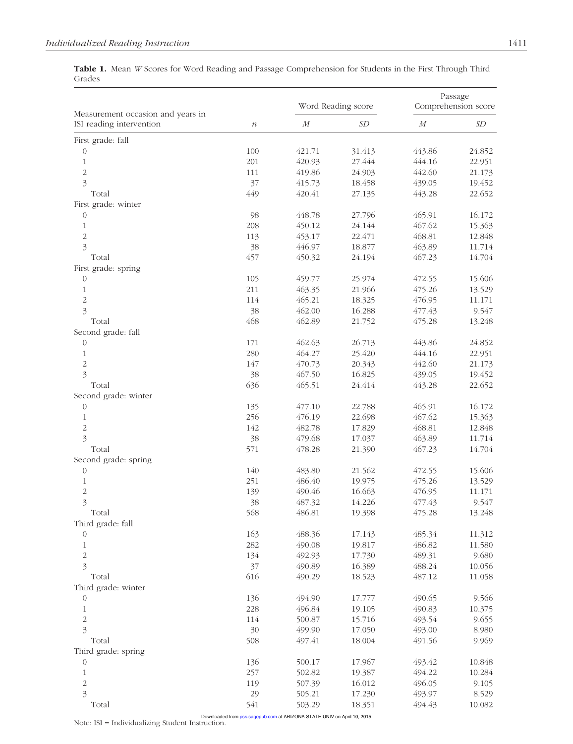**Table 1.** Mean *W* Scores for Word Reading and Passage Comprehension for Students in the First Through Third Grades

| Measurement occasion and years in ISI reading intervention | *n* | Word Reading score | | Passage Comprehension score | |
|---|---|---|---|---|---|
| | | *M* | *SD* | *M* | *SD* |
| First grade: fall | | | | | |
| 0 | 100 | 421.71 | 31.413 | 443.86 | 24.852 |
| 1 | 201 | 420.93 | 27.444 | 444.16 | 22.951 |
| 2 | 111 | 419.86 | 24.903 | 442.60 | 21.173 |
| 3 | 37 | 415.73 | 18.458 | 439.05 | 19.452 |
| Total | 449 | 420.41 | 27.135 | 443.28 | 22.652 |
| First grade: winter | | | | | |
| 0 | 98 | 448.78 | 27.796 | 465.91 | 16.172 |
| 1 | 208 | 450.12 | 24.144 | 467.62 | 15.363 |
| 2 | 113 | 453.17 | 22.471 | 468.81 | 12.848 |
| 3 | 38 | 446.97 | 18.877 | 463.89 | 11.714 |
| Total | 457 | 450.32 | 24.194 | 467.23 | 14.704 |
| First grade: spring | | | | | |
| 0 | 105 | 459.77 | 25.974 | 472.55 | 15.606 |
| 1 | 211 | 463.35 | 21.966 | 475.26 | 13.529 |
| 2 | 114 | 465.21 | 18.325 | 476.95 | 11.171 |
| 3 | 38 | 462.00 | 16.288 | 477.43 | 9.547 |
| Total | 468 | 462.89 | 21.752 | 475.28 | 13.248 |
| Second grade: fall | | | | | |
| 0 | 171 | 462.63 | 26.713 | 443.86 | 24.852 |
| 1 | 280 | 464.27 | 25.420 | 444.16 | 22.951 |
| 2 | 147 | 470.73 | 20.343 | 442.60 | 21.173 |
| 3 | 38 | 467.50 | 16.825 | 439.05 | 19.452 |
| Total | 636 | 465.51 | 24.414 | 443.28 | 22.652 |
| Second grade: winter | | | | | |
| 0 | 135 | 477.10 | 22.788 | 465.91 | 16.172 |
| 1 | 256 | 476.19 | 22.698 | 467.62 | 15.363 |
| 2 | 142 | 482.78 | 17.829 | 468.81 | 12.848 |
| 3 | 38 | 479.68 | 17.037 | 463.89 | 11.714 |
| Total | 571 | 478.28 | 21.390 | 467.23 | 14.704 |
| Second grade: spring | | | | | |
| 0 | 140 | 483.80 | 21.562 | 472.55 | 15.606 |
| 1 | 251 | 486.40 | 19.975 | 475.26 | 13.529 |
| 2 | 139 | 490.46 | 16.663 | 476.95 | 11.171 |
| 3 | 38 | 487.32 | 14.226 | 477.43 | 9.547 |
| Total | 568 | 486.81 | 19.398 | 475.28 | 13.248 |
| Third grade: fall | | | | | |
| 0 | 163 | 488.36 | 17.143 | 485.34 | 11.312 |
| 1 | 282 | 490.08 | 19.817 | 486.82 | 11.580 |
| 2 | 134 | 492.93 | 17.730 | 489.31 | 9.680 |
| 3 | 37 | 490.89 | 16.389 | 488.24 | 10.056 |
| Total | 616 | 490.29 | 18.523 | 487.12 | 11.058 |
| Third grade: winter | | | | | |
| 0 | 136 | 494.90 | 17.777 | 490.65 | 9.566 |
| 1 | 228 | 496.84 | 19.105 | 490.83 | 10.375 |
| 2 | 114 | 500.87 | 15.716 | 493.54 | 9.655 |
| 3 | 30 | 499.90 | 17.050 | 493.00 | 8.980 |
| Total | 508 | 497.41 | 18.004 | 491.56 | 9.969 |
| Third grade: spring | | | | | |
| 0 | 136 | 500.17 | 17.967 | 493.42 | 10.848 |
| 1 | 257 | 502.82 | 19.387 | 494.22 | 10.284 |
| 2 | 119 | 507.39 | 16.012 | 496.05 | 9.105 |
| 3 | 29 | 505.21 | 17.230 | 493.97 | 8.529 |
| Total | 541 | 503.29 | 18.351 | 494.43 | 10.082 |

Note: ISI = Individualizing Student Instruction.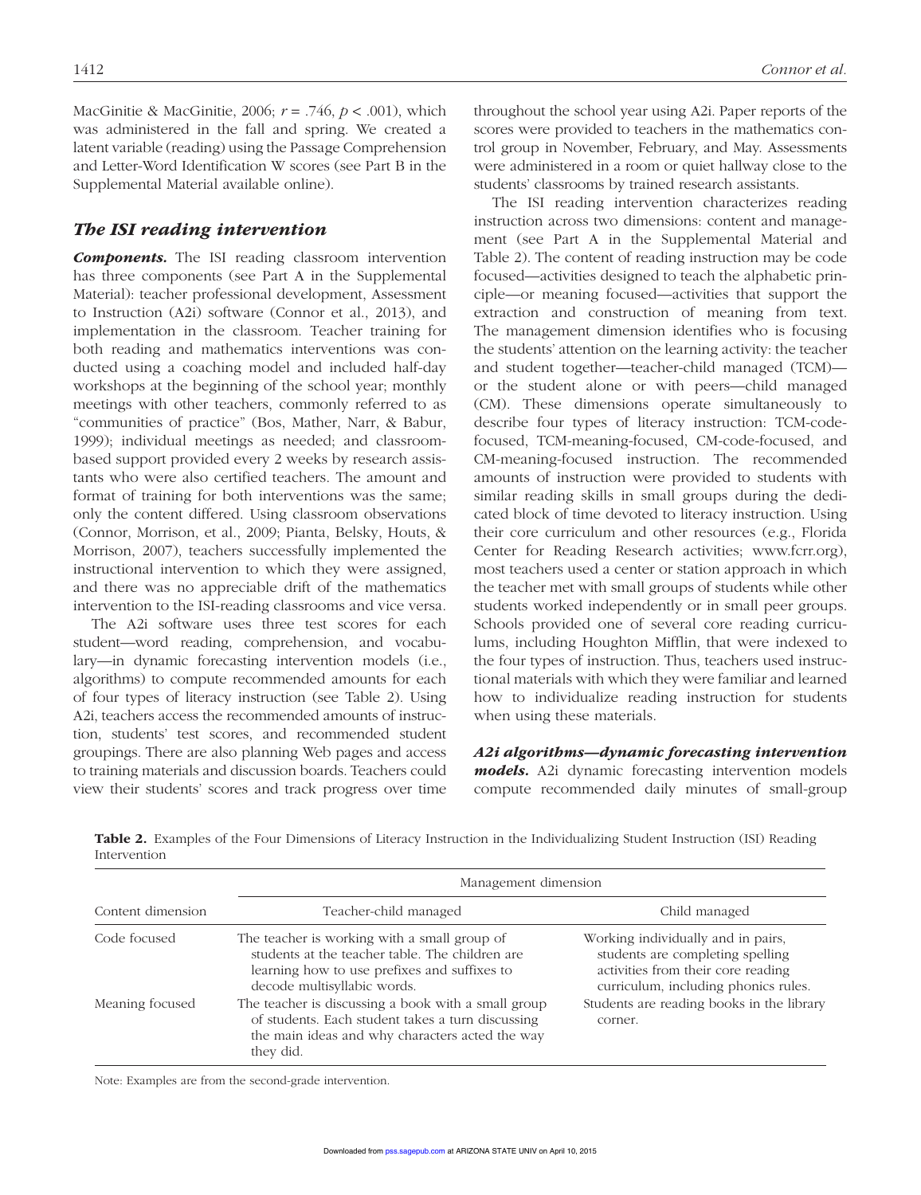MacGinitie & MacGinitie, 2006; $r = .746$, $p < .001$), which was administered in the fall and spring. We created a latent variable (reading) using the Passage Comprehension and Letter-Word Identification W scores (see Part B in the Supplemental Material available online).

## *The ISI reading intervention*

***Components.*** The ISI reading classroom intervention has three components (see Part A in the Supplemental Material): teacher professional development, Assessment to Instruction (A2i) software (Connor et al., 2013), and implementation in the classroom. Teacher training for both reading and mathematics interventions was conducted using a coaching model and included half-day workshops at the beginning of the school year; monthly meetings with other teachers, commonly referred to as "communities of practice" (Bos, Mather, Narr, & Babur, 1999); individual meetings as needed; and classroom-based support provided every 2 weeks by research assistants who were also certified teachers. The amount and format of training for both interventions was the same; only the content differed. Using classroom observations (Connor, Morrison, et al., 2009; Pianta, Belsky, Houts, & Morrison, 2007), teachers successfully implemented the instructional intervention to which they were assigned, and there was no appreciable drift of the mathematics intervention to the ISI-reading classrooms and vice versa.

The A2i software uses three test scores for each student—word reading, comprehension, and vocabulary—in dynamic forecasting intervention models (i.e., algorithms) to compute recommended amounts for each of four types of literacy instruction (see Table 2). Using A2i, teachers access the recommended amounts of instruction, students' test scores, and recommended student groupings. There are also planning Web pages and access to training materials and discussion boards. Teachers could view their students' scores and track progress over time throughout the school year using A2i. Paper reports of the scores were provided to teachers in the mathematics control group in November, February, and May. Assessments were administered in a room or quiet hallway close to the students' classrooms by trained research assistants.

The ISI reading intervention characterizes reading instruction across two dimensions: content and management (see Part A in the Supplemental Material and Table 2). The content of reading instruction may be code focused—activities designed to teach the alphabetic principle—or meaning focused—activities that support the extraction and construction of meaning from text. The management dimension identifies who is focusing the students' attention on the learning activity: the teacher and student together—teacher-child managed (TCM)—or the student alone or with peers—child managed (CM). These dimensions operate simultaneously to describe four types of literacy instruction: TCM-code-focused, TCM-meaning-focused, CM-code-focused, and CM-meaning-focused instruction. The recommended amounts of instruction were provided to students with similar reading skills in small groups during the dedicated block of time devoted to literacy instruction. Using their core curriculum and other resources (e.g., Florida Center for Reading Research activities; www.fcrr.org), most teachers used a center or station approach in which the teacher met with small groups of students while other students worked independently or in small peer groups. Schools provided one of several core reading curriculums, including Houghton Mifflin, that were indexed to the four types of instruction. Thus, teachers used instructional materials with which they were familiar and learned how to individualize reading instruction for students when using these materials.

***A2i algorithms—dynamic forecasting intervention models.*** A2i dynamic forecasting intervention models compute recommended daily minutes of small-group

**Table 2.** Examples of the Four Dimensions of Literacy Instruction in the Individualizing Student Instruction (ISI) Reading Intervention

| | Management dimension | |
|---|---|---|
| Content dimension | Teacher-child managed | Child managed |
| Code focused | The teacher is working with a small group of students at the teacher table. The children are learning how to use prefixes and suffixes to decode multisyllabic words. | Working individually and in pairs, students are completing spelling activities from their core reading curriculum, including phonics rules. |
| Meaning focused | The teacher is discussing a book with a small group of students. Each student takes a turn discussing the main ideas and why characters acted the way they did. | Students are reading books in the library corner. |

Note: Examples are from the second-grade intervention.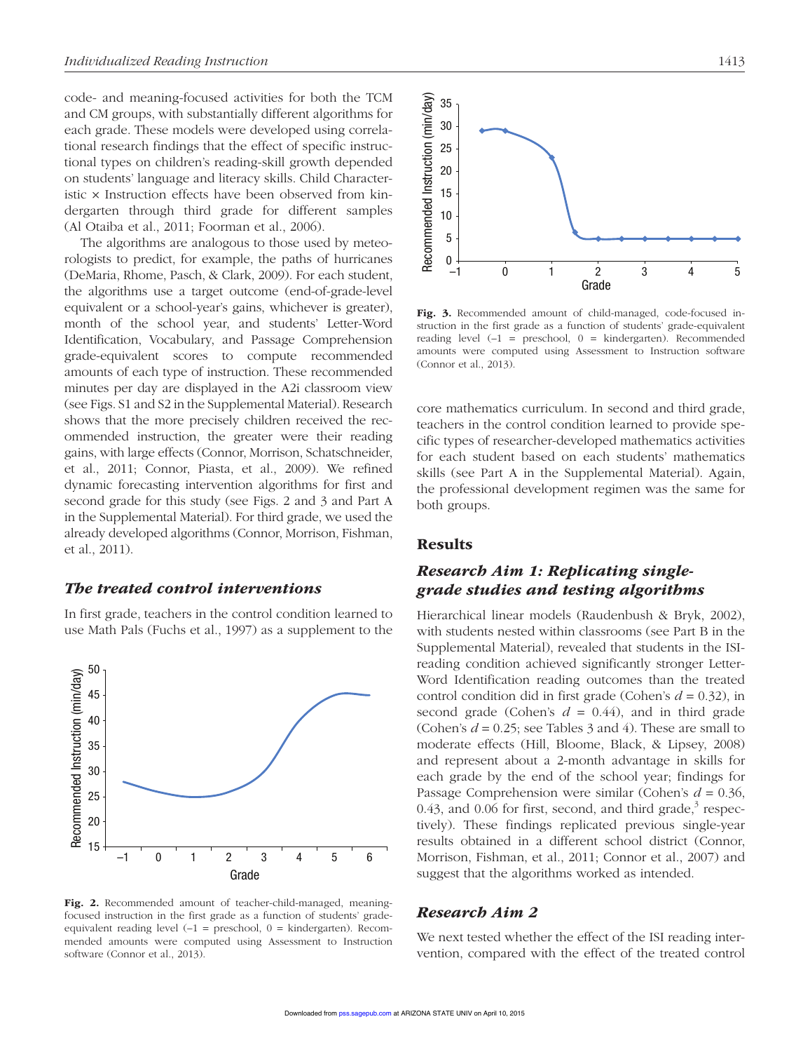code- and meaning-focused activities for both the TCM and CM groups, with substantially different algorithms for each grade. These models were developed using correlational research findings that the effect of specific instructional types on children's reading-skill growth depended on students' language and literacy skills. Child Characteristic × Instruction effects have been observed from kindergarten through third grade for different samples (Al Otaiba et al., 2011; Foorman et al., 2006).

The algorithms are analogous to those used by meteorologists to predict, for example, the paths of hurricanes (DeMaria, Rhome, Pasch, & Clark, 2009). For each student, the algorithms use a target outcome (end-of-grade-level equivalent or a school-year's gains, whichever is greater), month of the school year, and students' Letter-Word Identification, Vocabulary, and Passage Comprehension grade-equivalent scores to compute recommended amounts of each type of instruction. These recommended minutes per day are displayed in the A2i classroom view (see Figs. S1 and S2 in the Supplemental Material). Research shows that the more precisely children received the recommended instruction, the greater were their reading gains, with large effects (Connor, Morrison, Schatschneider, et al., 2011; Connor, Piasta, et al., 2009). We refined dynamic forecasting intervention algorithms for first and second grade for this study (see Figs. 2 and 3 and Part A in the Supplemental Material). For third grade, we used the already developed algorithms (Connor, Morrison, Fishman, et al., 2011).

### *The treated control interventions*

In first grade, teachers in the control condition learned to use Math Pals (Fuchs et al., 1997) as a supplement to the core mathematics curriculum. In second and third grade, teachers in the control condition learned to provide specific types of researcher-developed mathematics activities for each student based on each students' mathematics skills (see Part A in the Supplemental Material). Again, the professional development regimen was the same for both groups.

**Fig. 2.** Recommended amount of teacher-child-managed, meaning-focused instruction in the first grade as a function of students' grade-equivalent reading level (–1 = preschool, 0 = kindergarten). Recommended amounts were computed using Assessment to Instruction software (Connor et al., 2013).

**Fig. 3.** Recommended amount of child-managed, code-focused instruction in the first grade as a function of students' grade-equivalent reading level (–1 = preschool, 0 = kindergarten). Recommended amounts were computed using Assessment to Instruction software (Connor et al., 2013).

## Results

### *Research Aim 1: Replicating single-grade studies and testing algorithms*

Hierarchical linear models (Raudenbush & Bryk, 2002), with students nested within classrooms (see Part B in the Supplemental Material), revealed that students in the ISI-reading condition achieved significantly stronger Letter-Word Identification reading outcomes than the treated control condition did in first grade (Cohen's $d = 0.32$), in second grade (Cohen's $d = 0.44$), and in third grade (Cohen's $d = 0.25$; see Tables 3 and 4). These are small to moderate effects (Hill, Bloome, Black, & Lipsey, 2008) and represent about a 2-month advantage in skills for each grade by the end of the school year; findings for Passage Comprehension were similar (Cohen's $d = 0.36$, 0.43, and 0.06 for first, second, and third grade,[3] respectively). These findings replicated previous single-year results obtained in a different school district (Connor, Morrison, Fishman, et al., 2011; Connor et al., 2007) and suggest that the algorithms worked as intended.

### *Research Aim 2*

We next tested whether the effect of the ISI reading intervention, compared with the effect of the treated control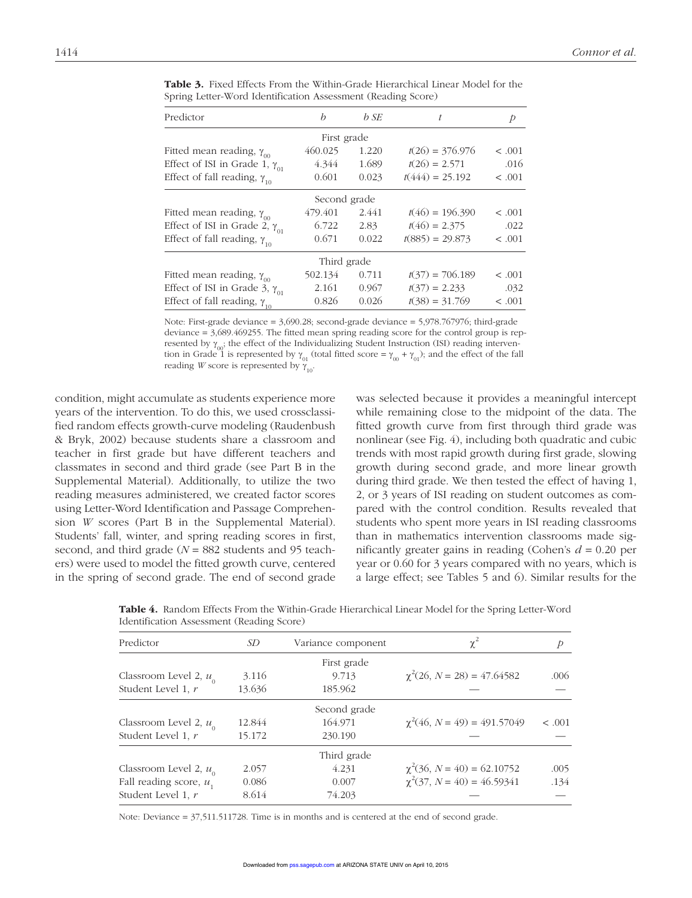**Table 3.** Fixed Effects From the Within-Grade Hierarchical Linear Model for the Spring Letter-Word Identification Assessment (Reading Score)

| Predictor | *b* | *b SE* | *t* | *p* |
|---|---|---|---|---|
| First grade | | | | |
| Fitted mean reading, $\gamma_{00}$ | 460.025 | 1.220 | $t(26) = 376.976$ | < .001 |
| Effect of ISI in Grade 1, $\gamma_{01}$ | 4.344 | 1.689 | $t(26) = 2.571$ | .016 |
| Effect of fall reading, $\gamma_{10}$ | 0.601 | 0.023 | $t(444) = 25.192$ | < .001 |
| Second grade | | | | |
| Fitted mean reading, $\gamma_{00}$ | 479.401 | 2.441 | $t(46) = 196.390$ | < .001 |
| Effect of ISI in Grade 2, $\gamma_{01}$ | 6.722 | 2.83 | $t(46) = 2.375$ | .022 |
| Effect of fall reading, $\gamma_{10}$ | 0.671 | 0.022 | $t(885) = 29.873$ | < .001 |
| Third grade | | | | |
| Fitted mean reading, $\gamma_{00}$ | 502.134 | 0.711 | $t(37) = 706.189$ | < .001 |
| Effect of ISI in Grade 3, $\gamma_{01}$ | 2.161 | 0.967 | $t(37) = 2.233$ | .032 |
| Effect of fall reading, $\gamma_{10}$ | 0.826 | 0.026 | $t(38) = 31.769$ | < .001 |

Note: First-grade deviance = 3,690.28; second-grade deviance = 5,978.767976; third-grade deviance = 3,689.469255. The fitted mean spring reading score for the control group is represented by $\gamma_{00}$; the effect of the Individualizing Student Instruction (ISI) reading intervention in Grade 1 is represented by $\gamma_{01}$ (total fitted score = $\gamma_{00} + \gamma_{01}$); and the effect of the fall reading *W* score is represented by $\gamma_{10}$.

condition, might accumulate as students experience more years of the intervention. To do this, we used crossclassified random effects growth-curve modeling (Raudenbush & Bryk, 2002) because students share a classroom and teacher in first grade but have different teachers and classmates in second and third grade (see Part B in the Supplemental Material). Additionally, to utilize the two reading measures administered, we created factor scores using Letter-Word Identification and Passage Comprehension *W* scores (Part B in the Supplemental Material). Students' fall, winter, and spring reading scores in first, second, and third grade ($N$ = 882 students and 95 teachers) were used to model the fitted growth curve, centered in the spring of second grade. The end of second grade was selected because it provides a meaningful intercept while remaining close to the midpoint of the data. The fitted growth curve from first through third grade was nonlinear (see Fig. 4), including both quadratic and cubic trends with most rapid growth during first grade, slowing growth during second grade, and more linear growth during third grade. We then tested the effect of having 1, 2, or 3 years of ISI reading on student outcomes as compared with the control condition. Results revealed that students who spent more years in ISI reading classrooms than in mathematics intervention classrooms made significantly greater gains in reading (Cohen's $d$ = 0.20 per year or 0.60 for 3 years compared with no years, which is a large effect; see Tables 5 and 6). Similar results for the

**Table 4.** Random Effects From the Within-Grade Hierarchical Linear Model for the Spring Letter-Word Identification Assessment (Reading Score)

| Predictor | *SD* | Variance component | $\chi^2$ | *p* |
|---|---|---|---|---|
| First grade | | | | |
| Classroom Level 2, $u_0$ | 3.116 | 9.713 | $\chi^2(26, N = 28) = 47.64582$ | .006 |
| Student Level 1, $r$ | 13.636 | 185.962 | — | — |
| Second grade | | | | |
| Classroom Level 2, $u_0$ | 12.844 | 164.971 | $\chi^2(46, N = 49) = 491.57049$ | < .001 |
| Student Level 1, $r$ | 15.172 | 230.190 | — | — |
| Third grade | | | | |
| Classroom Level 2, $u_0$ | 2.057 | 4.231 | $\chi^2(36, N = 40) = 62.10752$ | .005 |
| Fall reading score, $u_1$ | 0.086 | 0.007 | $\chi^2(37, N = 40) = 46.59341$ | .134 |
| Student Level 1, $r$ | 8.614 | 74.203 | — | — |

Note: Deviance = 37,511.511728. Time is in months and is centered at the end of second grade.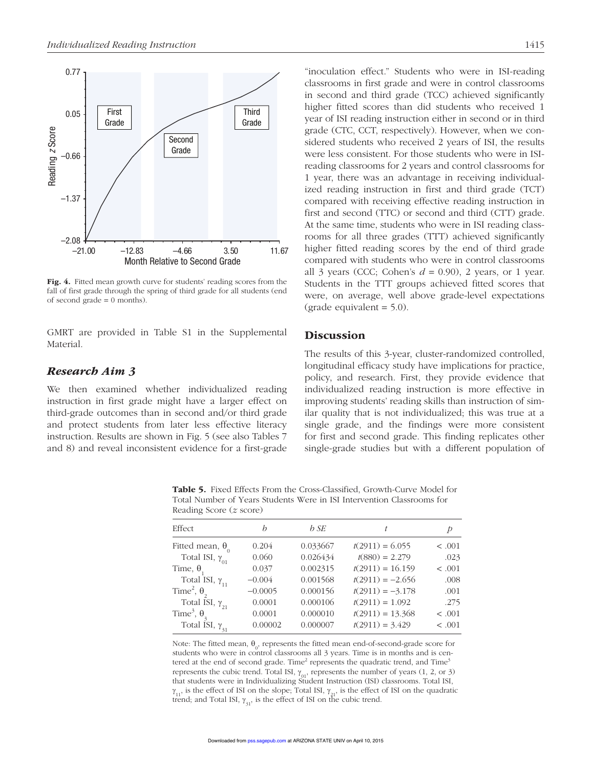Fig. 4. Fitted mean growth curve for students' reading scores from the fall of first grade through the spring of third grade for all students (end of second grade = 0 months).

GMRT are provided in Table S1 in the Supplemental Material.

### Research Aim 3

We then examined whether individualized reading instruction in first grade might have a larger effect on third-grade outcomes than in second and/or third grade and protect students from later less effective literacy instruction. Results are shown in Fig. 5 (see also Tables 7 and 8) and reveal inconsistent evidence for a first-grade "inoculation effect." Students who were in ISI-reading classrooms in first grade and were in control classrooms in second and third grade (TCC) achieved significantly higher fitted scores than did students who received 1 year of ISI reading instruction either in second or in third grade (CTC, CCT, respectively). However, when we considered students who received 2 years of ISI, the results were less consistent. For those students who were in ISI-reading classrooms for 2 years and control classrooms for 1 year, there was an advantage in receiving individualized reading instruction in first and third grade (TCT) compared with receiving effective reading instruction in first and second (TTC) or second and third (CTT) grade. At the same time, students who were in ISI reading classrooms for all three grades (TTT) achieved significantly higher fitted reading scores by the end of third grade compared with students who were in control classrooms all 3 years (CCC; Cohen's $d = 0.90$), 2 years, or 1 year. Students in the TTT groups achieved fitted scores that were, on average, well above grade-level expectations (grade equivalent = 5.0).

## Discussion

The results of this 3-year, cluster-randomized controlled, longitudinal efficacy study have implications for practice, policy, and research. First, they provide evidence that individualized reading instruction is more effective in improving students' reading skills than instruction of similar quality that is not individualized; this was true at a single grade, and the findings were more consistent for first and second grade. This finding replicates other single-grade studies but with a different population of

**Table 5.** Fixed Effects From the Cross-Classified, Growth-Curve Model for Total Number of Years Students Were in ISI Intervention Classrooms for Reading Score (*z* score)

| Effect | *b* | *b SE* | *t* | *p* |
|---|---|---|---|---|
| Fitted mean, $\theta_0$ | 0.204 | 0.033667 | $t(2911) = 6.055$ | < .001 |
| Total ISI, $\gamma_{01}$ | 0.060 | 0.026434 | $t(880) = 2.279$ | .023 |
| Time, $\theta_1$ | 0.037 | 0.002315 | $t(2911) = 16.159$ | < .001 |
| Total ISI, $\gamma_{11}$ | −0.004 | 0.001568 | $t(2911) = -2.656$ | .008 |
| Time$^2$, $\theta_2$ | −0.0005 | 0.000156 | $t(2911) = -3.178$ | .001 |
| Total ISI, $\gamma_{21}$ | 0.0001 | 0.000106 | $t(2911) = 1.092$ | .275 |
| Time$^3$, $\theta_3$ | 0.0001 | 0.000010 | $t(2911) = 13.368$ | < .001 |
| Total ISI, $\gamma_{31}$ | 0.00002 | 0.000007 | $t(2911) = 3.429$ | < .001 |

Note: The fitted mean, $\theta_0$, represents the fitted mean end-of-second-grade score for students who were in control classrooms all 3 years. Time is in months and is centered at the end of second grade. Time$^2$ represents the quadratic trend, and Time$^3$ represents the cubic trend. Total ISI, $\gamma_{01}$, represents the number of years (1, 2, or 3) that students were in Individualizing Student Instruction (ISI) classrooms. Total ISI, $\gamma_{11}$, is the effect of ISI on the slope; Total ISI, $\gamma_{21}$, is the effect of ISI on the quadratic trend; and Total ISI, $\gamma_{31}$, is the effect of ISI on the cubic trend.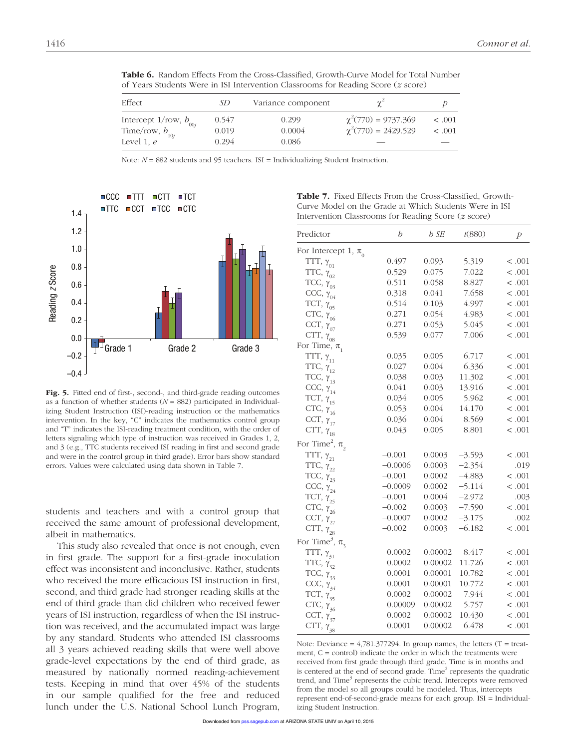**Table 6.** Random Effects From the Cross-Classified, Growth-Curve Model for Total Number of Years Students Were in ISI Intervention Classrooms for Reading Score (*z* score)

| Effect | *SD* | Variance component | $\chi^2$ | *p* |
|---|---|---|---|---|
| Intercept 1/row, $b_{00j}$ | 0.547 | 0.299 | $\chi^2(770) = 9737.369$ | < .001 |
| Time/row, $b_{10j}$ | 0.019 | 0.0004 | $\chi^2(770) = 2429.529$ | < .001 |
| Level 1, *e* | 0.294 | 0.086 | — | — |

Note: *N* = 882 students and 95 teachers. ISI = Individualizing Student Instruction.

**Fig. 5.** Fitted end of first-, second-, and third-grade reading outcomes as a function of whether students (*N* = 882) participated in Individualizing Student Instruction (ISI)-reading instruction or the mathematics intervention. In the key, "C" indicates the mathematics control group and "T" indicates the ISI-reading treatment condition, with the order of letters signaling which type of instruction was received in Grades 1, 2, and 3 (e.g., TTC students received ISI reading in first and second grade and were in the control group in third grade). Error bars show standard errors. Values were calculated using data shown in Table 7.

**Table 7.** Fixed Effects From the Cross-Classified, Growth-Curve Model on the Grade at Which Students Were in ISI Intervention Classrooms for Reading Score (*z* score)

| Predictor | *b* | *b SE* | *t*(880) | *p* |
|---|---|---|---|---|
| For Intercept 1, $\pi_0$ | | | | |
| TTT, $\gamma_{01}$ | 0.497 | 0.093 | 5.319 | < .001 |
| TTC, $\gamma_{02}$ | 0.529 | 0.075 | 7.022 | < .001 |
| TCC, $\gamma_{03}$ | 0.511 | 0.058 | 8.827 | < .001 |
| CCC, $\gamma_{04}$ | 0.318 | 0.041 | 7.658 | < .001 |
| TCT, $\gamma_{05}$ | 0.514 | 0.103 | 4.997 | < .001 |
| CTC, $\gamma_{06}$ | 0.271 | 0.054 | 4.983 | < .001 |
| CCT, $\gamma_{07}$ | 0.271 | 0.053 | 5.045 | < .001 |
| CTT, $\gamma_{08}$ | 0.539 | 0.077 | 7.006 | < .001 |
| For Time, $\pi_1$ | | | | |
| TTT, $\gamma_{11}$ | 0.035 | 0.005 | 6.717 | < .001 |
| TTC, $\gamma_{12}$ | 0.027 | 0.004 | 6.336 | < .001 |
| TCC, $\gamma_{13}$ | 0.038 | 0.003 | 11.302 | < .001 |
| CCC, $\gamma_{14}$ | 0.041 | 0.003 | 13.916 | < .001 |
| TCT, $\gamma_{15}$ | 0.034 | 0.005 | 5.962 | < .001 |
| CTC, $\gamma_{16}$ | 0.053 | 0.004 | 14.170 | < .001 |
| CCT, $\gamma_{17}$ | 0.036 | 0.004 | 8.569 | < .001 |
| CTT, $\gamma_{18}$ | 0.043 | 0.005 | 8.801 | < .001 |
| For Time$^2$, $\pi_2$ | | | | |
| TTT, $\gamma_{21}$ | −0.001 | 0.0003 | −3.593 | < .001 |
| TTC, $\gamma_{22}$ | −0.0006 | 0.0003 | −2.354 | .019 |
| TCC, $\gamma_{23}$ | −0.001 | 0.0002 | −4.883 | < .001 |
| CCC, $\gamma_{24}$ | −0.0009 | 0.0002 | −5.114 | < .001 |
| TCT, $\gamma_{25}$ | −0.001 | 0.0004 | −2.972 | .003 |
| CTC, $\gamma_{26}$ | −0.002 | 0.0003 | −7.590 | < .001 |
| CCT, $\gamma_{27}$ | −0.0007 | 0.0002 | −3.175 | .002 |
| CTT, $\gamma_{28}$ | −0.002 | 0.0003 | −6.182 | < .001 |
| For Time$^3$, $\pi_3$ | | | | |
| TTT, $\gamma_{31}$ | 0.0002 | 0.00002 | 8.417 | < .001 |
| TTC, $\gamma_{32}$ | 0.0002 | 0.00002 | 11.726 | < .001 |
| TCC, $\gamma_{33}$ | 0.0001 | 0.00001 | 10.782 | < .001 |
| CCC, $\gamma_{34}$ | 0.0001 | 0.00001 | 10.772 | < .001 |
| TCT, $\gamma_{35}$ | 0.0002 | 0.00002 | 7.944 | < .001 |
| CTC, $\gamma_{36}$ | 0.00009 | 0.00002 | 5.757 | < .001 |
| CCT, $\gamma_{37}$ | 0.0002 | 0.00002 | 10.430 | < .001 |
| CTT, $\gamma_{38}$ | 0.0001 | 0.00002 | 6.478 | < .001 |

Note: Deviance = 4,781.377294. In group names, the letters (T = treatment, C = control) indicate the order in which the treatments were received from first grade through third grade. Time is in months and is centered at the end of second grade. Time$^2$ represents the quadratic trend, and Time$^3$ represents the cubic trend. Intercepts were removed from the model so all groups could be modeled. Thus, intercepts represent end-of-second-grade means for each group. ISI = Individualizing Student Instruction.

students and teachers and with a control group that received the same amount of professional development, albeit in mathematics.

This study also revealed that once is not enough, even in first grade. The support for a first-grade inoculation effect was inconsistent and inconclusive. Rather, students who received the more efficacious ISI instruction in first, second, and third grade had stronger reading skills at the end of third grade than did children who received fewer years of ISI instruction, regardless of when the ISI instruction was received, and the accumulated impact was large by any standard. Students who attended ISI classrooms all 3 years achieved reading skills that were well above grade-level expectations by the end of third grade, as measured by nationally normed reading-achievement tests. Keeping in mind that over 45% of the students in our sample qualified for the free and reduced lunch under the U.S. National School Lunch Program,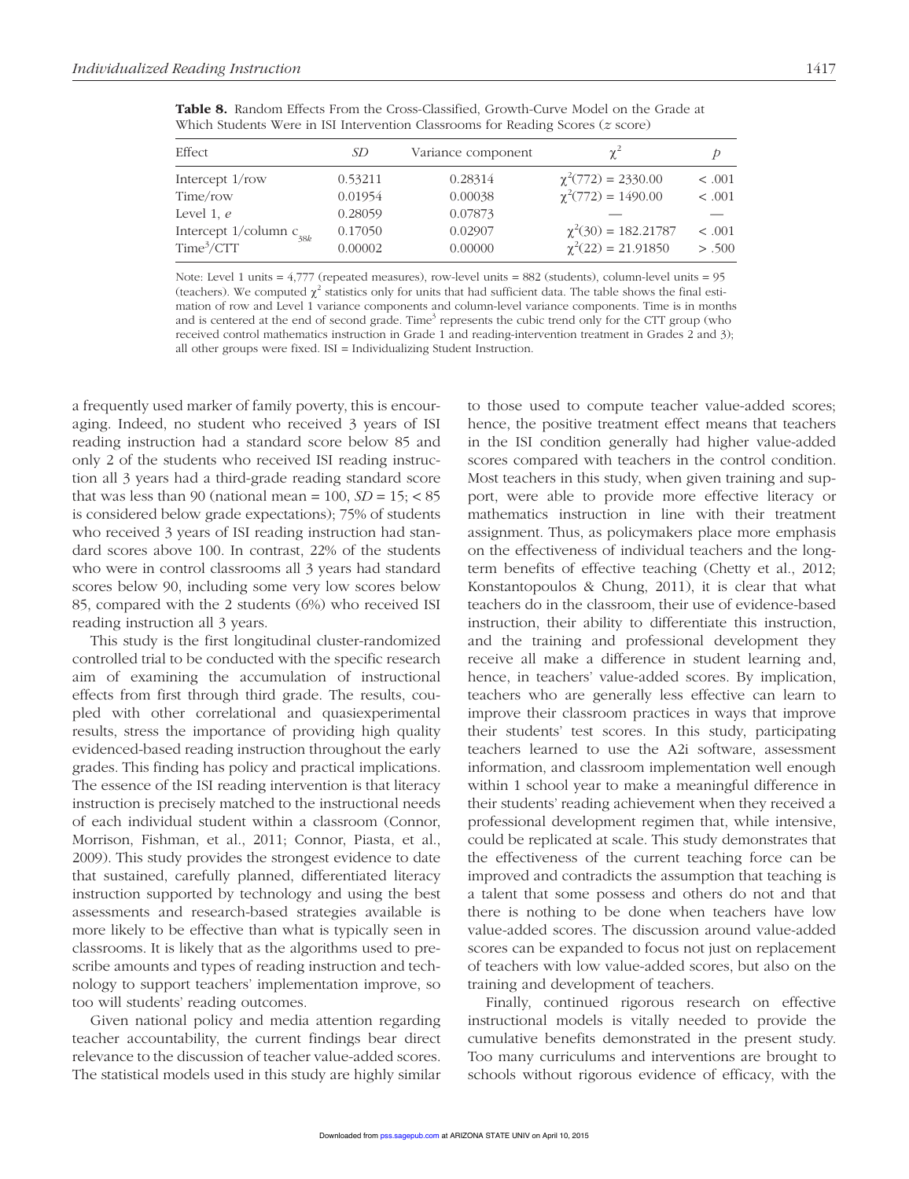**Table 8.** Random Effects From the Cross-Classified, Growth-Curve Model on the Grade at Which Students Were in ISI Intervention Classrooms for Reading Scores ($z$ score)

| Effect | *SD* | Variance component | $\chi^2$ | *p* |
|---|---|---|---|---|
| Intercept 1/row | 0.53211 | 0.28314 | $\chi^2(772) = 2330.00$ | < .001 |
| Time/row | 0.01954 | 0.00038 | $\chi^2(772) = 1490.00$ | < .001 |
| Level 1, $e$ | 0.28059 | 0.07873 | — | — |
| Intercept 1/column $c_{38k}$ | 0.17050 | 0.02907 | $\chi^2(30) = 182.21787$ | < .001 |
| Time$^3$/CTT | 0.00002 | 0.00000 | $\chi^2(22) = 21.91850$ | > .500 |

Note: Level 1 units = 4,777 (repeated measures), row-level units = 882 (students), column-level units = 95 (teachers). We computed $\chi^2$ statistics only for units that had sufficient data. The table shows the final estimation of row and Level 1 variance components and column-level variance components. Time is in months and is centered at the end of second grade. Time$^3$ represents the cubic trend only for the CTT group (who received control mathematics instruction in Grade 1 and reading-intervention treatment in Grades 2 and 3); all other groups were fixed. ISI = Individualizing Student Instruction.

a frequently used marker of family poverty, this is encouraging. Indeed, no student who received 3 years of ISI reading instruction had a standard score below 85 and only 2 of the students who received ISI reading instruction all 3 years had a third-grade reading standard score that was less than 90 (national mean = 100, *SD* = 15; < 85 is considered below grade expectations); 75% of students who received 3 years of ISI reading instruction had standard scores above 100. In contrast, 22% of the students who were in control classrooms all 3 years had standard scores below 90, including some very low scores below 85, compared with the 2 students (6%) who received ISI reading instruction all 3 years.

This study is the first longitudinal cluster-randomized controlled trial to be conducted with the specific research aim of examining the accumulation of instructional effects from first through third grade. The results, coupled with other correlational and quasiexperimental results, stress the importance of providing high quality evidenced-based reading instruction throughout the early grades. This finding has policy and practical implications. The essence of the ISI reading intervention is that literacy instruction is precisely matched to the instructional needs of each individual student within a classroom (Connor, Morrison, Fishman, et al., 2011; Connor, Piasta, et al., 2009). This study provides the strongest evidence to date that sustained, carefully planned, differentiated literacy instruction supported by technology and using the best assessments and research-based strategies available is more likely to be effective than what is typically seen in classrooms. It is likely that as the algorithms used to prescribe amounts and types of reading instruction and technology to support teachers' implementation improve, so too will students' reading outcomes.

Given national policy and media attention regarding teacher accountability, the current findings bear direct relevance to the discussion of teacher value-added scores. The statistical models used in this study are highly similar to those used to compute teacher value-added scores; hence, the positive treatment effect means that teachers in the ISI condition generally had higher value-added scores compared with teachers in the control condition. Most teachers in this study, when given training and support, were able to provide more effective literacy or mathematics instruction in line with their treatment assignment. Thus, as policymakers place more emphasis on the effectiveness of individual teachers and the long-term benefits of effective teaching (Chetty et al., 2012; Konstantopoulos & Chung, 2011), it is clear that what teachers do in the classroom, their use of evidence-based instruction, their ability to differentiate this instruction, and the training and professional development they receive all make a difference in student learning and, hence, in teachers' value-added scores. By implication, teachers who are generally less effective can learn to improve their classroom practices in ways that improve their students' test scores. In this study, participating teachers learned to use the A2i software, assessment information, and classroom implementation well enough within 1 school year to make a meaningful difference in their students' reading achievement when they received a professional development regimen that, while intensive, could be replicated at scale. This study demonstrates that the effectiveness of the current teaching force can be improved and contradicts the assumption that teaching is a talent that some possess and others do not and that there is nothing to be done when teachers have low value-added scores. The discussion around value-added scores can be expanded to focus not just on replacement of teachers with low value-added scores, but also on the training and development of teachers.

Finally, continued rigorous research on effective instructional models is vitally needed to provide the cumulative benefits demonstrated in the present study. Too many curriculums and interventions are brought to schools without rigorous evidence of efficacy, with the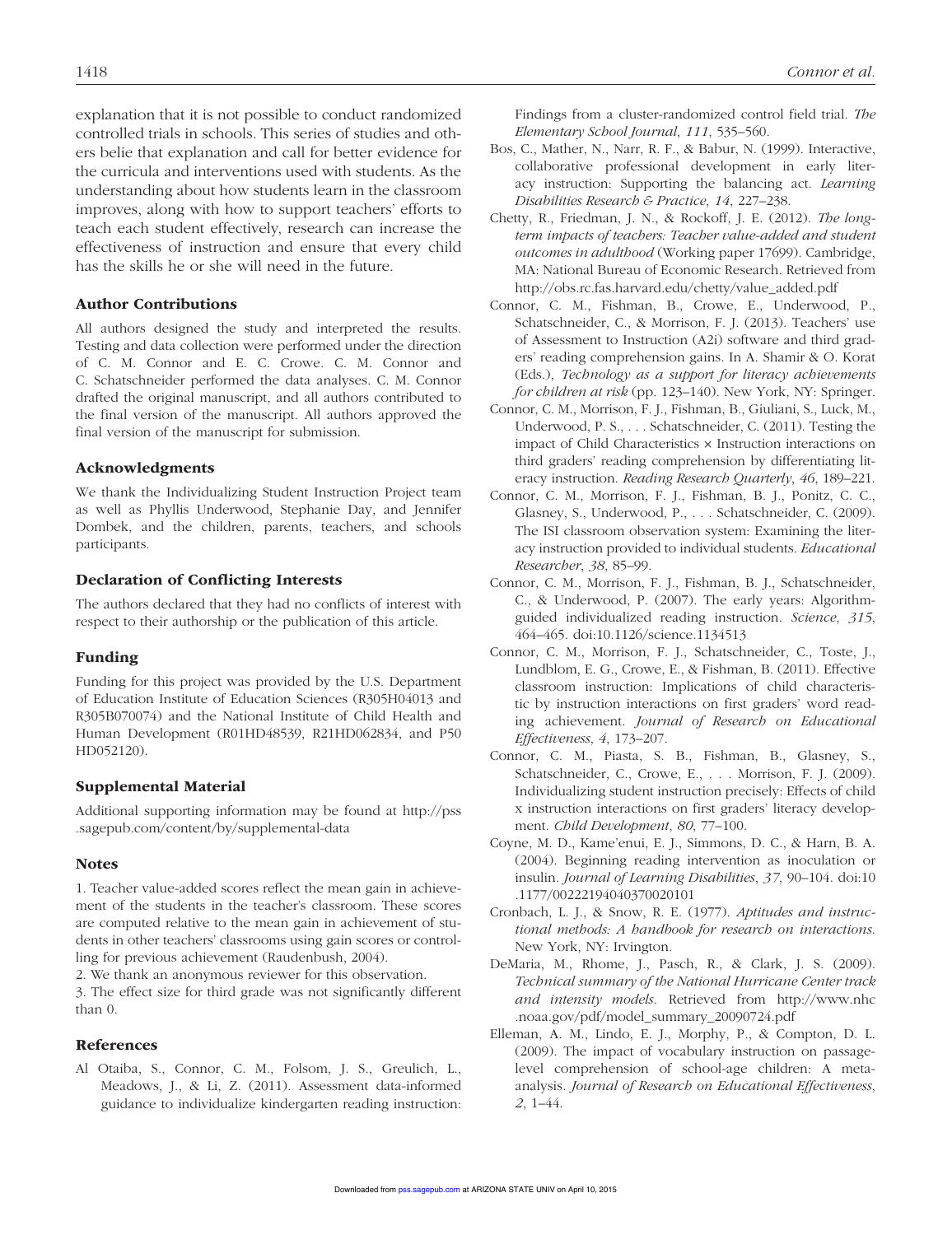explanation that it is not possible to conduct randomized controlled trials in schools. This series of studies and others belie that explanation and call for better evidence for the curricula and interventions used with students. As the understanding about how students learn in the classroom improves, along with how to support teachers' efforts to teach each student effectively, research can increase the effectiveness of instruction and ensure that every child has the skills he or she will need in the future.

### Author Contributions

All authors designed the study and interpreted the results. Testing and data collection were performed under the direction of C. M. Connor and E. C. Crowe. C. M. Connor and C. Schatschneider performed the data analyses. C. M. Connor drafted the original manuscript, and all authors contributed to the final version of the manuscript. All authors approved the final version of the manuscript for submission.

### Acknowledgments

We thank the Individualizing Student Instruction Project team as well as Phyllis Underwood, Stephanie Day, and Jennifer Dombek, and the children, parents, teachers, and schools participants.

### Declaration of Conflicting Interests

The authors declared that they had no conflicts of interest with respect to their authorship or the publication of this article.

### Funding

Funding for this project was provided by the U.S. Department of Education Institute of Education Sciences (R305H04013 and R305B070074) and the National Institute of Child Health and Human Development (R01HD48539, R21HD062834, and P50 HD052120).

### Supplemental Material

Additional supporting information may be found at http://pss.sagepub.com/content/by/supplemental-data

### Notes

1. Teacher value-added scores reflect the mean gain in achievement of the students in the teacher's classroom. These scores are computed relative to the mean gain in achievement of students in other teachers' classrooms using gain scores or controlling for previous achievement (Raudenbush, 2004).
2. We thank an anonymous reviewer for this observation.
3. The effect size for third grade was not significantly different than 0.

### References

Al Otaiba, S., Connor, C. M., Folsom, J. S., Greulich, L., Meadows, J., & Li, Z. (2011). Assessment data-informed guidance to individualize kindergarten reading instruction: Findings from a cluster-randomized control field trial. *The Elementary School Journal*, *111*, 535–560.

Bos, C., Mather, N., Narr, R. F., & Babur, N. (1999). Interactive, collaborative professional development in early literacy instruction: Supporting the balancing act. *Learning Disabilities Research & Practice*, *14*, 227–238.

Chetty, R., Friedman, J. N., & Rockoff, J. E. (2012). *The long-term impacts of teachers: Teacher value-added and student outcomes in adulthood* (Working paper 17699). Cambridge, MA: National Bureau of Economic Research. Retrieved from http://obs.rc.fas.harvard.edu/chetty/value_added.pdf

Connor, C. M., Fishman, B., Crowe, E., Underwood, P., Schatschneider, C., & Morrison, F. J. (2013). Teachers' use of Assessment to Instruction (A2i) software and third graders' reading comprehension gains. In A. Shamir & O. Korat (Eds.), *Technology as a support for literacy achievements for children at risk* (pp. 123–140). New York, NY: Springer.

Connor, C. M., Morrison, F. J., Fishman, B., Giuliani, S., Luck, M., Underwood, P. S., . . . Schatschneider, C. (2011). Testing the impact of Child Characteristics × Instruction interactions on third graders' reading comprehension by differentiating literacy instruction. *Reading Research Quarterly*, *46*, 189–221.

Connor, C. M., Morrison, F. J., Fishman, B. J., Ponitz, C. C., Glasney, S., Underwood, P., . . . Schatschneider, C. (2009). The ISI classroom observation system: Examining the literacy instruction provided to individual students. *Educational Researcher*, *38*, 85–99.

Connor, C. M., Morrison, F. J., Fishman, B. J., Schatschneider, C., & Underwood, P. (2007). The early years: Algorithm-guided individualized reading instruction. *Science*, *315*, 464–465. doi:10.1126/science.1134513

Connor, C. M., Morrison, F. J., Schatschneider, C., Toste, J., Lundblom, E. G., Crowe, E., & Fishman, B. (2011). Effective classroom instruction: Implications of child characteristic by instruction interactions on first graders' word reading achievement. *Journal of Research on Educational Effectiveness*, *4*, 173–207.

Connor, C. M., Piasta, S. B., Fishman, B., Glasney, S., Schatschneider, C., Crowe, E., . . . Morrison, F. J. (2009). Individualizing student instruction precisely: Effects of child x instruction interactions on first graders' literacy development. *Child Development*, *80*, 77–100.

Coyne, M. D., Kame'enui, E. J., Simmons, D. C., & Harn, B. A. (2004). Beginning reading intervention as inoculation or insulin. *Journal of Learning Disabilities*, *37*, 90–104. doi:10.1177/00222194040370020101

Cronbach, L. J., & Snow, R. E. (1977). *Aptitudes and instructional methods: A handbook for research on interactions*. New York, NY: Irvington.

DeMaria, M., Rhome, J., Pasch, R., & Clark, J. S. (2009). *Technical summary of the National Hurricane Center track and intensity models*. Retrieved from http://www.nhc.noaa.gov/pdf/model_summary_20090724.pdf

Elleman, A. M., Lindo, E. J., Morphy, P., & Compton, D. L. (2009). The impact of vocabulary instruction on passage-level comprehension of school-age children: A meta-analysis. *Journal of Research on Educational Effectiveness*, *2*, 1–44.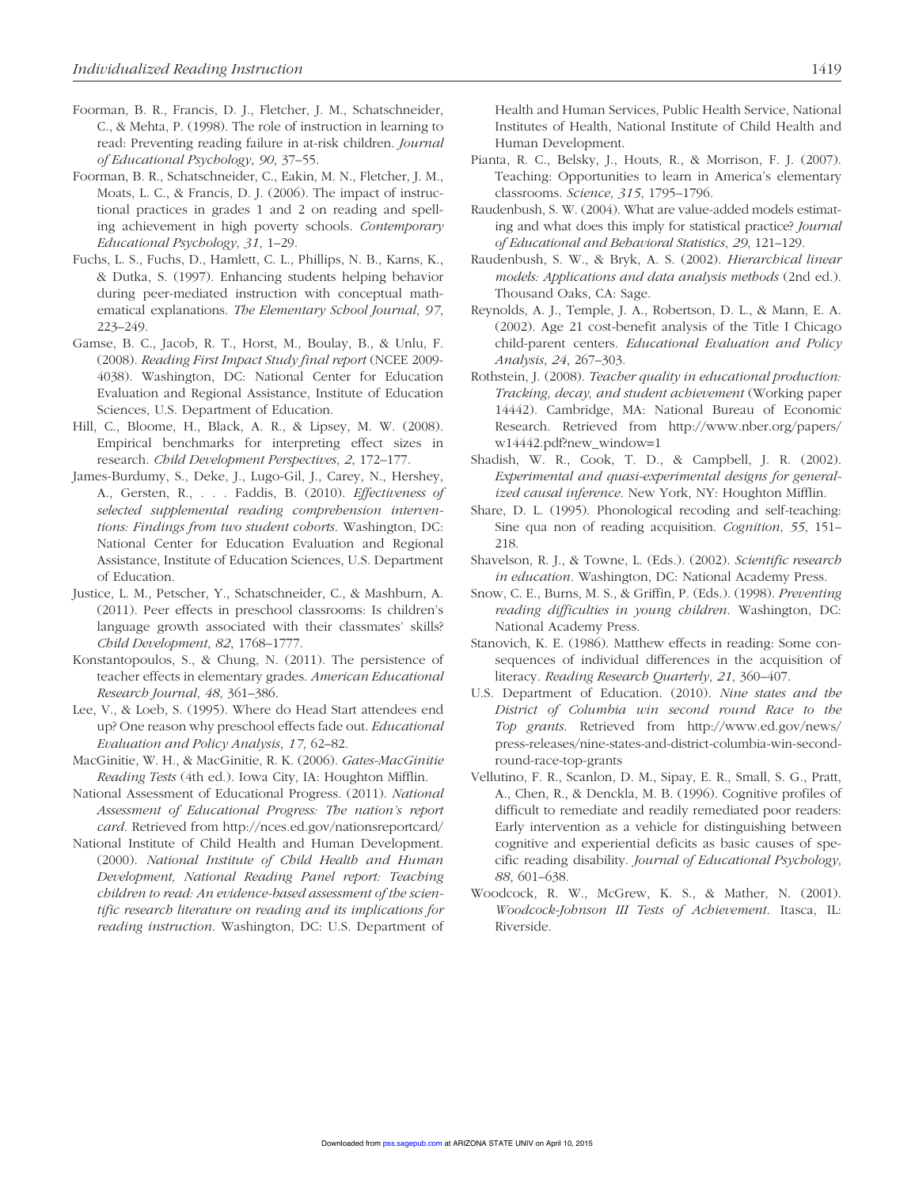Foorman, B. R., Francis, D. J., Fletcher, J. M., Schatschneider, C., & Mehta, P. (1998). The role of instruction in learning to read: Preventing reading failure in at-risk children. *Journal of Educational Psychology*, *90*, 37–55.

Foorman, B. R., Schatschneider, C., Eakin, M. N., Fletcher, J. M., Moats, L. C., & Francis, D. J. (2006). The impact of instructional practices in grades 1 and 2 on reading and spelling achievement in high poverty schools. *Contemporary Educational Psychology*, *31*, 1–29.

Fuchs, L. S., Fuchs, D., Hamlett, C. L., Phillips, N. B., Karns, K., & Dutka, S. (1997). Enhancing students helping behavior during peer-mediated instruction with conceptual mathematical explanations. *The Elementary School Journal*, *97*, 223–249.

Gamse, B. C., Jacob, R. T., Horst, M., Boulay, B., & Unlu, F. (2008). *Reading First Impact Study final report* (NCEE 2009-4038). Washington, DC: National Center for Education Evaluation and Regional Assistance, Institute of Education Sciences, U.S. Department of Education.

Hill, C., Bloome, H., Black, A. R., & Lipsey, M. W. (2008). Empirical benchmarks for interpreting effect sizes in research. *Child Development Perspectives*, *2*, 172–177.

James-Burdumy, S., Deke, J., Lugo-Gil, J., Carey, N., Hershey, A., Gersten, R., . . . Faddis, B. (2010). *Effectiveness of selected supplemental reading comprehension interventions: Findings from two student cohorts*. Washington, DC: National Center for Education Evaluation and Regional Assistance, Institute of Education Sciences, U.S. Department of Education.

Justice, L. M., Petscher, Y., Schatschneider, C., & Mashburn, A. (2011). Peer effects in preschool classrooms: Is children's language growth associated with their classmates' skills? *Child Development*, *82*, 1768–1777.

Konstantopoulos, S., & Chung, N. (2011). The persistence of teacher effects in elementary grades. *American Educational Research Journal*, *48*, 361–386.

Lee, V., & Loeb, S. (1995). Where do Head Start attendees end up? One reason why preschool effects fade out. *Educational Evaluation and Policy Analysis*, *17*, 62–82.

MacGinitie, W. H., & MacGinitie, R. K. (2006). *Gates-MacGinitie Reading Tests* (4th ed.). Iowa City, IA: Houghton Mifflin.

National Assessment of Educational Progress. (2011). *National Assessment of Educational Progress: The nation's report card*. Retrieved from http://nces.ed.gov/nationsreportcard/

National Institute of Child Health and Human Development. (2000). *National Institute of Child Health and Human Development, National Reading Panel report: Teaching children to read: An evidence-based assessment of the scientific research literature on reading and its implications for reading instruction*. Washington, DC: U.S. Department of Health and Human Services, Public Health Service, National Institutes of Health, National Institute of Child Health and Human Development.

Pianta, R. C., Belsky, J., Houts, R., & Morrison, F. J. (2007). Teaching: Opportunities to learn in America's elementary classrooms. *Science*, *315*, 1795–1796.

Raudenbush, S. W. (2004). What are value-added models estimating and what does this imply for statistical practice? *Journal of Educational and Behavioral Statistics*, *29*, 121–129.

Raudenbush, S. W., & Bryk, A. S. (2002). *Hierarchical linear models: Applications and data analysis methods* (2nd ed.). Thousand Oaks, CA: Sage.

Reynolds, A. J., Temple, J. A., Robertson, D. L., & Mann, E. A. (2002). Age 21 cost-benefit analysis of the Title I Chicago child-parent centers. *Educational Evaluation and Policy Analysis*, *24*, 267–303.

Rothstein, J. (2008). *Teacher quality in educational production: Tracking, decay, and student achievement* (Working paper 14442). Cambridge, MA: National Bureau of Economic Research. Retrieved from http://www.nber.org/papers/w14442.pdf?new_window=1

Shadish, W. R., Cook, T. D., & Campbell, J. R. (2002). *Experimental and quasi-experimental designs for generalized causal inference*. New York, NY: Houghton Mifflin.

Share, D. L. (1995). Phonological recoding and self-teaching: Sine qua non of reading acquisition. *Cognition*, *55*, 151–218.

Shavelson, R. J., & Towne, L. (Eds.). (2002). *Scientific research in education*. Washington, DC: National Academy Press.

Snow, C. E., Burns, M. S., & Griffin, P. (Eds.). (1998). *Preventing reading difficulties in young children*. Washington, DC: National Academy Press.

Stanovich, K. E. (1986). Matthew effects in reading: Some consequences of individual differences in the acquisition of literacy. *Reading Research Quarterly*, *21*, 360–407.

U.S. Department of Education. (2010). *Nine states and the District of Columbia win second round Race to the Top grants*. Retrieved from http://www.ed.gov/news/press-releases/nine-states-and-district-columbia-win-second-round-race-top-grants

Vellutino, F. R., Scanlon, D. M., Sipay, E. R., Small, S. G., Pratt, A., Chen, R., & Denckla, M. B. (1996). Cognitive profiles of difficult to remediate and readily remediated poor readers: Early intervention as a vehicle for distinguishing between cognitive and experiential deficits as basic causes of specific reading disability. *Journal of Educational Psychology*, *88*, 601–638.

Woodcock, R. W., McGrew, K. S., & Mather, N. (2001). *Woodcock-Johnson III Tests of Achievement*. Itasca, IL: Riverside.